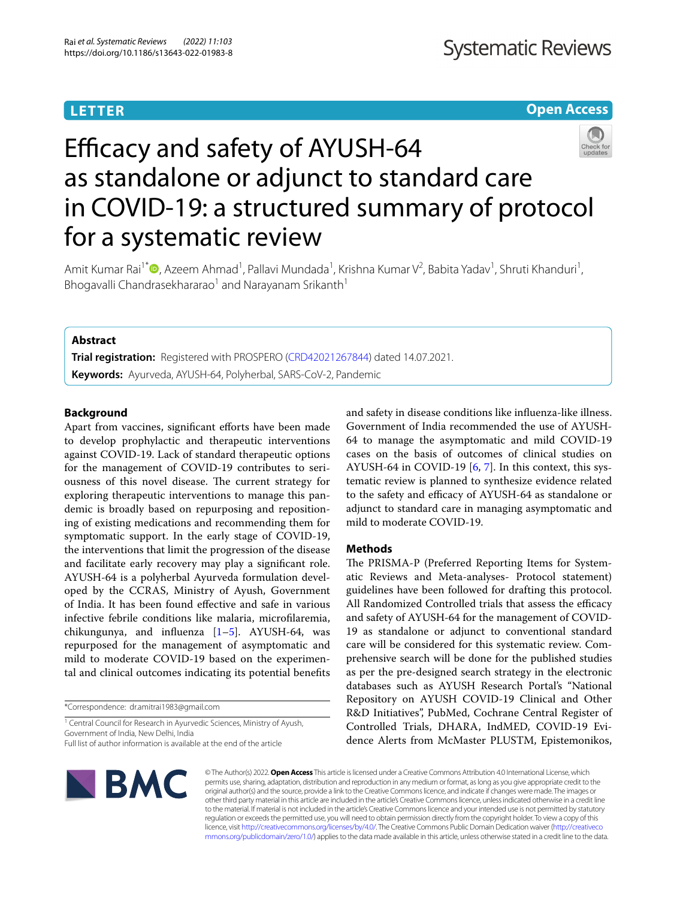**LETTER** **Open Access**

# Efficacy and safety of AYUSH-64 as standalone or adjunct to standard care in COVID-19: a structured summary of protocol for a systematic review

Amit Kumar Rai[1*], Azeem Ahmad[1], Pallavi Mundada[1], Krishna Kumar V[2], Babita Yadav[1], Shruti Khanduri[1], Bhogavalli Chandrasekhararao[1] and Narayanam Srikanth[1]

## Abstract

**Trial registration:** Registered with PROSPERO (CRD42021267844) dated 14.07.2021.

**Keywords:** Ayurveda, AYUSH-64, Polyherbal, SARS-CoV-2, Pandemic

## Background

Apart from vaccines, significant efforts have been made to develop prophylactic and therapeutic interventions against COVID-19. Lack of standard therapeutic options for the management of COVID-19 contributes to seriousness of this novel disease. The current strategy for exploring therapeutic interventions to manage this pandemic is broadly based on repurposing and repositioning of existing medications and recommending them for symptomatic support. In the early stage of COVID-19, the interventions that limit the progression of the disease and facilitate early recovery may play a significant role. AYUSH-64 is a polyherbal Ayurveda formulation developed by the CCRAS, Ministry of Ayush, Government of India. It has been found effective and safe in various infective febrile conditions like malaria, microfilaremia, chikungunya, and influenza [1–5]. AYUSH-64, was repurposed for the management of asymptomatic and mild to moderate COVID-19 based on the experimental and clinical outcomes indicating its potential benefits and safety in disease conditions like influenza-like illness. Government of India recommended the use of AYUSH-64 to manage the asymptomatic and mild COVID-19 cases on the basis of outcomes of clinical studies on AYUSH-64 in COVID-19 [6, 7]. In this context, this systematic review is planned to synthesize evidence related to the safety and efficacy of AYUSH-64 as standalone or adjunct to standard care in managing asymptomatic and mild to moderate COVID-19.

## Methods

The PRISMA-P (Preferred Reporting Items for Systematic Reviews and Meta-analyses- Protocol statement) guidelines have been followed for drafting this protocol. All Randomized Controlled trials that assess the efficacy and safety of AYUSH-64 for the management of COVID-19 as standalone or adjunct to conventional standard care will be considered for this systematic review. Comprehensive search will be done for the published studies as per the pre-designed search strategy in the electronic databases such as AYUSH Research Portal's "National Repository on AYUSH COVID-19 Clinical and Other R&D Initiatives", PubMed, Cochrane Central Register of Controlled Trials, DHARA, IndMED, COVID-19 Evidence Alerts from McMaster PLUSTM, Epistemonikos,

*Correspondence: dr.amitrai1983@gmail.com

[1] Central Council for Research in Ayurvedic Sciences, Ministry of Ayush, Government of India, New Delhi, India

Full list of author information is available at the end of the article

© The Author(s) 2022. **Open Access** This article is licensed under a Creative Commons Attribution 4.0 International License, which permits use, sharing, adaptation, distribution and reproduction in any medium or format, as long as you give appropriate credit to the original author(s) and the source, provide a link to the Creative Commons licence, and indicate if changes were made. The images or other third party material in this article are included in the article's Creative Commons licence, unless indicated otherwise in a credit line to the material. If material is not included in the article's Creative Commons licence and your intended use is not permitted by statutory regulation or exceeds the permitted use, you will need to obtain permission directly from the copyright holder. To view a copy of this licence, visit http://creativecommons.org/licenses/by/4.0/. The Creative Commons Public Domain Dedication waiver (http://creativecommons.org/publicdomain/zero/1.0/) applies to the data made available in this article, unless otherwise stated in a credit line to the data.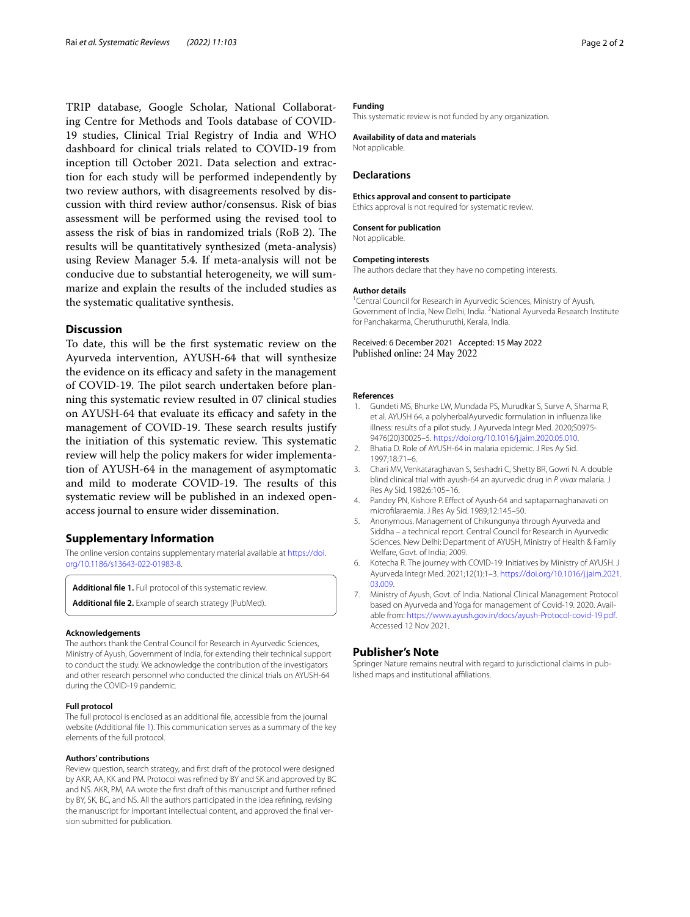TRIP database, Google Scholar, National Collaborating Centre for Methods and Tools database of COVID-19 studies, Clinical Trial Registry of India and WHO dashboard for clinical trials related to COVID-19 from inception till October 2021. Data selection and extraction for each study will be performed independently by two review authors, with disagreements resolved by discussion with third review author/consensus. Risk of bias assessment will be performed using the revised tool to assess the risk of bias in randomized trials (RoB 2). The results will be quantitatively synthesized (meta-analysis) using Review Manager 5.4. If meta-analysis will not be conducive due to substantial heterogeneity, we will summarize and explain the results of the included studies as the systematic qualitative synthesis.

## Discussion

To date, this will be the first systematic review on the Ayurveda intervention, AYUSH-64 that will synthesize the evidence on its efficacy and safety in the management of COVID-19. The pilot search undertaken before planning this systematic review resulted in 07 clinical studies on AYUSH-64 that evaluate its efficacy and safety in the management of COVID-19. These search results justify the initiation of this systematic review. This systematic review will help the policy makers for wider implementation of AYUSH-64 in the management of asymptomatic and mild to moderate COVID-19. The results of this systematic review will be published in an indexed open-access journal to ensure wider dissemination.

## Supplementary Information

The online version contains supplementary material available at https://doi.org/10.1186/s13643-022-01983-8.

**Additional file 1.** Full protocol of this systematic review.

**Additional file 2.** Example of search strategy (PubMed).

### Acknowledgements

The authors thank the Central Council for Research in Ayurvedic Sciences, Ministry of Ayush, Government of India, for extending their technical support to conduct the study. We acknowledge the contribution of the investigators and other research personnel who conducted the clinical trials on AYUSH-64 during the COVID-19 pandemic.

### Full protocol

The full protocol is enclosed as an additional file, accessible from the journal website (Additional file 1). This communication serves as a summary of the key elements of the full protocol.

### Authors' contributions

Review question, search strategy, and first draft of the protocol were designed by AKR, AA, KK and PM. Protocol was refined by BY and SK and approved by BC and NS. AKR, PM, AA wrote the first draft of this manuscript and further refined by BY, SK, BC, and NS. All the authors participated in the idea refining, revising the manuscript for important intellectual content, and approved the final version submitted for publication.

### Funding

This systematic review is not funded by any organization.

### Availability of data and materials

Not applicable.

## Declarations

### Ethics approval and consent to participate

Ethics approval is not required for systematic review.

### Consent for publication

Not applicable.

### Competing interests

The authors declare that they have no competing interests.

### Author details

[1]Central Council for Research in Ayurvedic Sciences, Ministry of Ayush, Government of India, New Delhi, India. [2]National Ayurveda Research Institute for Panchakarma, Cheruthuruthi, Kerala, India.

Received: 6 December 2021 Accepted: 15 May 2022
Published online: 24 May 2022

### References

1. Gundeti MS, Bhurke LW, Mundada PS, Murudkar S, Surve A, Sharma R, et al. AYUSH 64, a polyherbalAyurvedic formulation in influenza like illness: results of a pilot study. J Ayurveda Integr Med. 2020;S0975-9476(20)30025–5. https://doi.org/10.1016/j.jaim.2020.05.010.
2. Bhatia D. Role of AYUSH-64 in malaria epidemic. J Res Ay Sid. 1997;18:71–6.
3. Chari MV, Venkataraghavan S, Seshadri C, Shetty BR, Gowri N. A double blind clinical trial with ayush-64 an ayurvedic drug in *P. vivax* malaria. J Res Ay Sid. 1982;6:105–16.
4. Pandey PN, Kishore P. Effect of Ayush-64 and saptaparnaghanavati on microfilaraemia. J Res Ay Sid. 1989;12:145–50.
5. Anonymous. Management of Chikungunya through Ayurveda and Siddha – a technical report. Central Council for Research in Ayurvedic Sciences. New Delhi: Department of AYUSH, Ministry of Health & Family Welfare, Govt. of India; 2009.
6. Kotecha R. The journey with COVID-19: Initiatives by Ministry of AYUSH. J Ayurveda Integr Med. 2021;12(1):1–3. https://doi.org/10.1016/j.jaim.2021.03.009.
7. Ministry of Ayush, Govt. of India. National Clinical Management Protocol based on Ayurveda and Yoga for management of Covid-19. 2020. Available from: https://www.ayush.gov.in/docs/ayush-Protocol-covid-19.pdf. Accessed 12 Nov 2021.

## Publisher's Note

Springer Nature remains neutral with regard to jurisdictional claims in published maps and institutional affiliations.